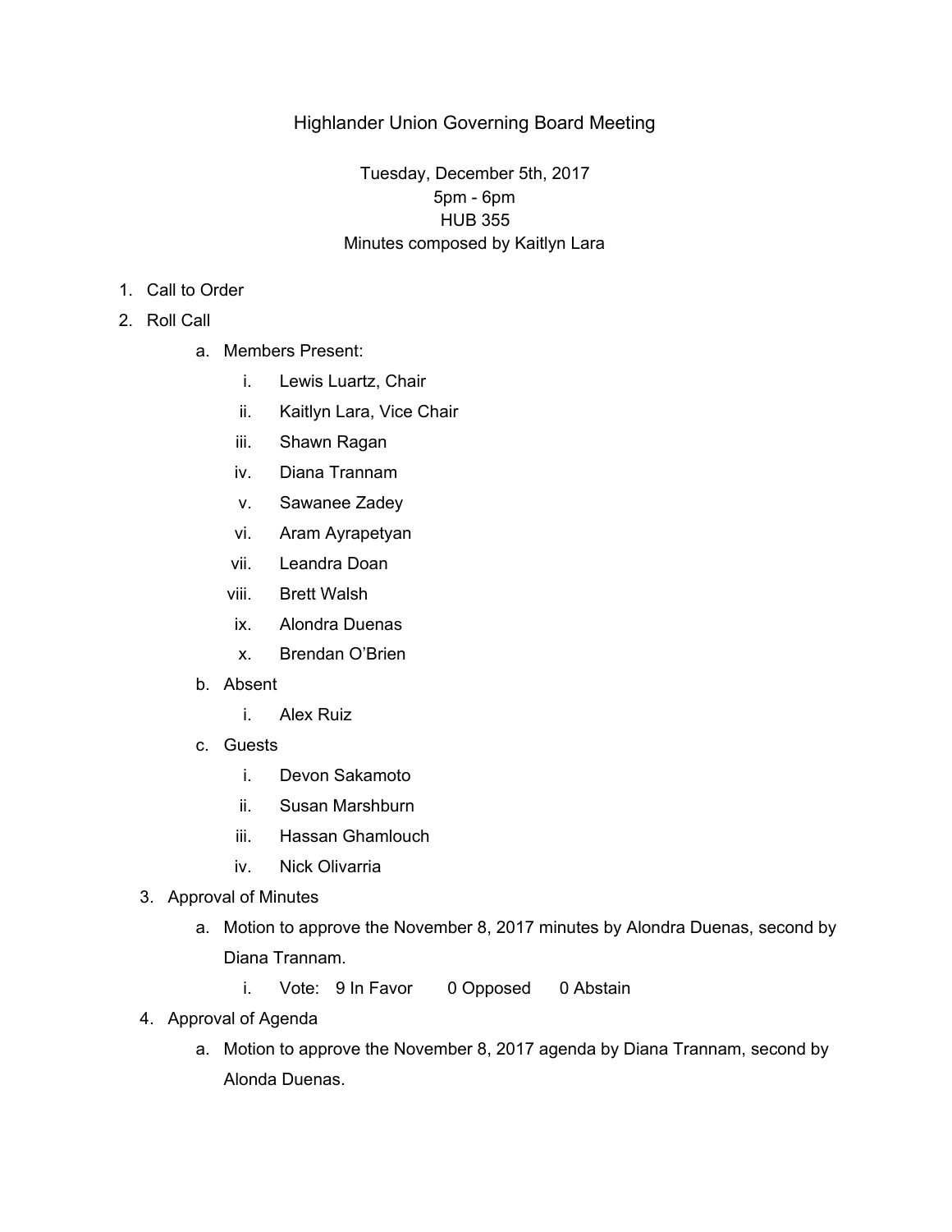# Highlander Union Governing Board Meeting

Tuesday, December 5th, 2017
5pm - 6pm
HUB 355
Minutes composed by Kaitlyn Lara

1. Call to Order
2. Roll Call
   a. Members Present:
      i. Lewis Luartz, Chair
      ii. Kaitlyn Lara, Vice Chair
      iii. Shawn Ragan
      iv. Diana Trannam
      v. Sawanee Zadey
      vi. Aram Ayrapetyan
      vii. Leandra Doan
      viii. Brett Walsh
      ix. Alondra Duenas
      x. Brendan O'Brien
   b. Absent
      i. Alex Ruiz
   c. Guests
      i. Devon Sakamoto
      ii. Susan Marshburn
      iii. Hassan Ghamlouch
      iv. Nick Olivarria
3. Approval of Minutes
   a. Motion to approve the November 8, 2017 minutes by Alondra Duenas, second by Diana Trannam.
      i. Vote: 9 In Favor 0 Opposed 0 Abstain
4. Approval of Agenda
   a. Motion to approve the November 8, 2017 agenda by Diana Trannam, second by Alonda Duenas.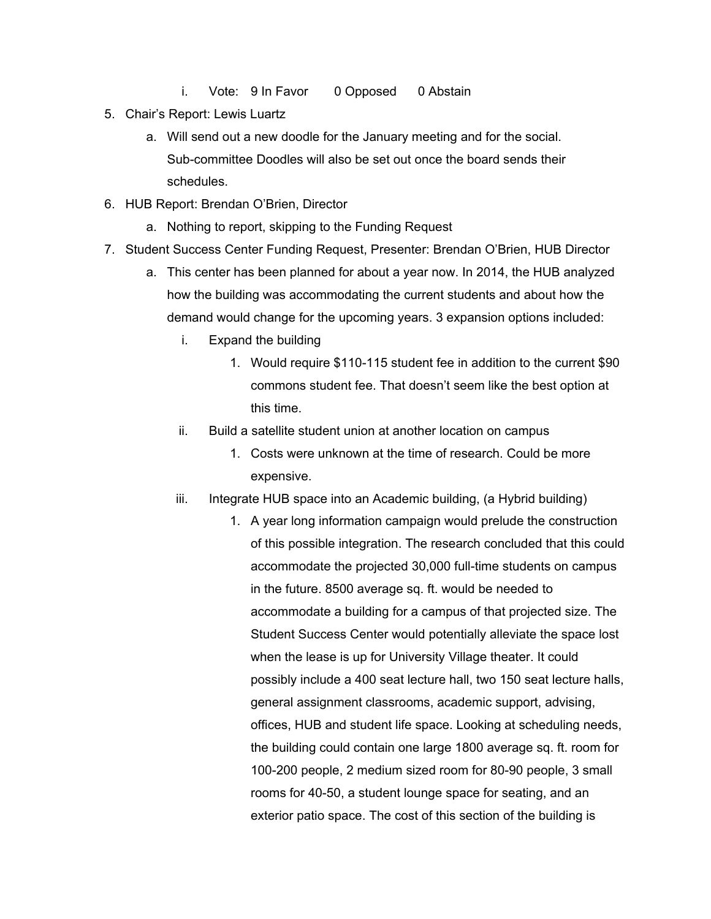i. Vote: 9 In Favor 0 Opposed 0 Abstain

5. Chair's Report: Lewis Luartz
    a. Will send out a new doodle for the January meeting and for the social. Sub-committee Doodles will also be set out once the board sends their schedules.
6. HUB Report: Brendan O'Brien, Director
    a. Nothing to report, skipping to the Funding Request
7. Student Success Center Funding Request, Presenter: Brendan O'Brien, HUB Director
    a. This center has been planned for about a year now. In 2014, the HUB analyzed how the building was accommodating the current students and about how the demand would change for the upcoming years. 3 expansion options included:
        i. Expand the building
            1. Would require $110-115 student fee in addition to the current $90 commons student fee. That doesn't seem like the best option at this time.
        ii. Build a satellite student union at another location on campus
            1. Costs were unknown at the time of research. Could be more expensive.
        iii. Integrate HUB space into an Academic building, (a Hybrid building)
            1. A year long information campaign would prelude the construction of this possible integration. The research concluded that this could accommodate the projected 30,000 full-time students on campus in the future. 8500 average sq. ft. would be needed to accommodate a building for a campus of that projected size. The Student Success Center would potentially alleviate the space lost when the lease is up for University Village theater. It could possibly include a 400 seat lecture hall, two 150 seat lecture halls, general assignment classrooms, academic support, advising, offices, HUB and student life space. Looking at scheduling needs, the building could contain one large 1800 average sq. ft. room for 100-200 people, 2 medium sized room for 80-90 people, 3 small rooms for 40-50, a student lounge space for seating, and an exterior patio space. The cost of this section of the building is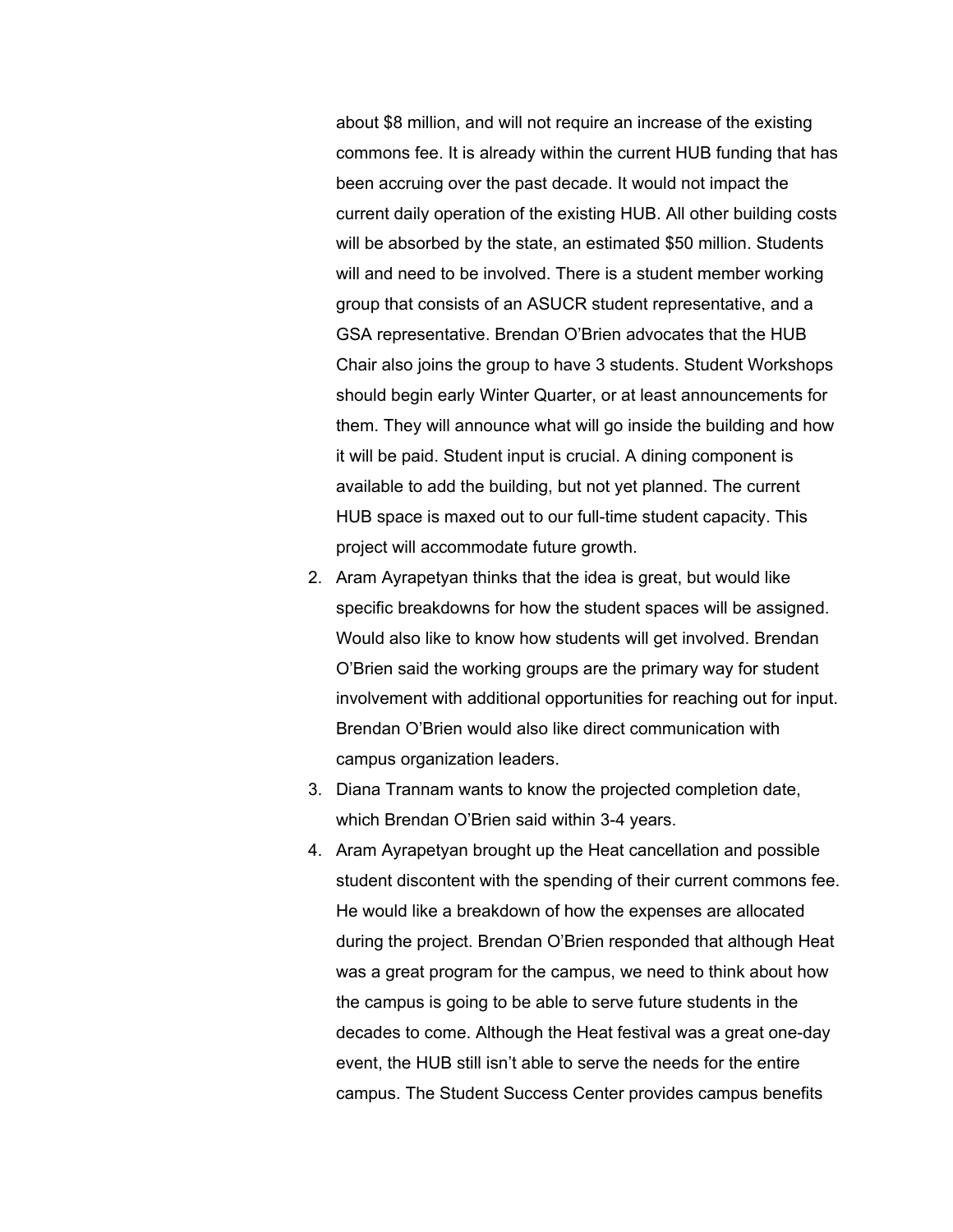about $8 million, and will not require an increase of the existing commons fee. It is already within the current HUB funding that has been accruing over the past decade. It would not impact the current daily operation of the existing HUB. All other building costs will be absorbed by the state, an estimated $50 million. Students will and need to be involved. There is a student member working group that consists of an ASUCR student representative, and a GSA representative. Brendan O'Brien advocates that the HUB Chair also joins the group to have 3 students. Student Workshops should begin early Winter Quarter, or at least announcements for them. They will announce what will go inside the building and how it will be paid. Student input is crucial. A dining component is available to add the building, but not yet planned. The current HUB space is maxed out to our full-time student capacity. This project will accommodate future growth.

2. Aram Ayrapetyan thinks that the idea is great, but would like specific breakdowns for how the student spaces will be assigned. Would also like to know how students will get involved. Brendan O'Brien said the working groups are the primary way for student involvement with additional opportunities for reaching out for input. Brendan O'Brien would also like direct communication with campus organization leaders.
3. Diana Trannam wants to know the projected completion date, which Brendan O'Brien said within 3-4 years.
4. Aram Ayrapetyan brought up the Heat cancellation and possible student discontent with the spending of their current commons fee. He would like a breakdown of how the expenses are allocated during the project. Brendan O'Brien responded that although Heat was a great program for the campus, we need to think about how the campus is going to be able to serve future students in the decades to come. Although the Heat festival was a great one-day event, the HUB still isn't able to serve the needs for the entire campus. The Student Success Center provides campus benefits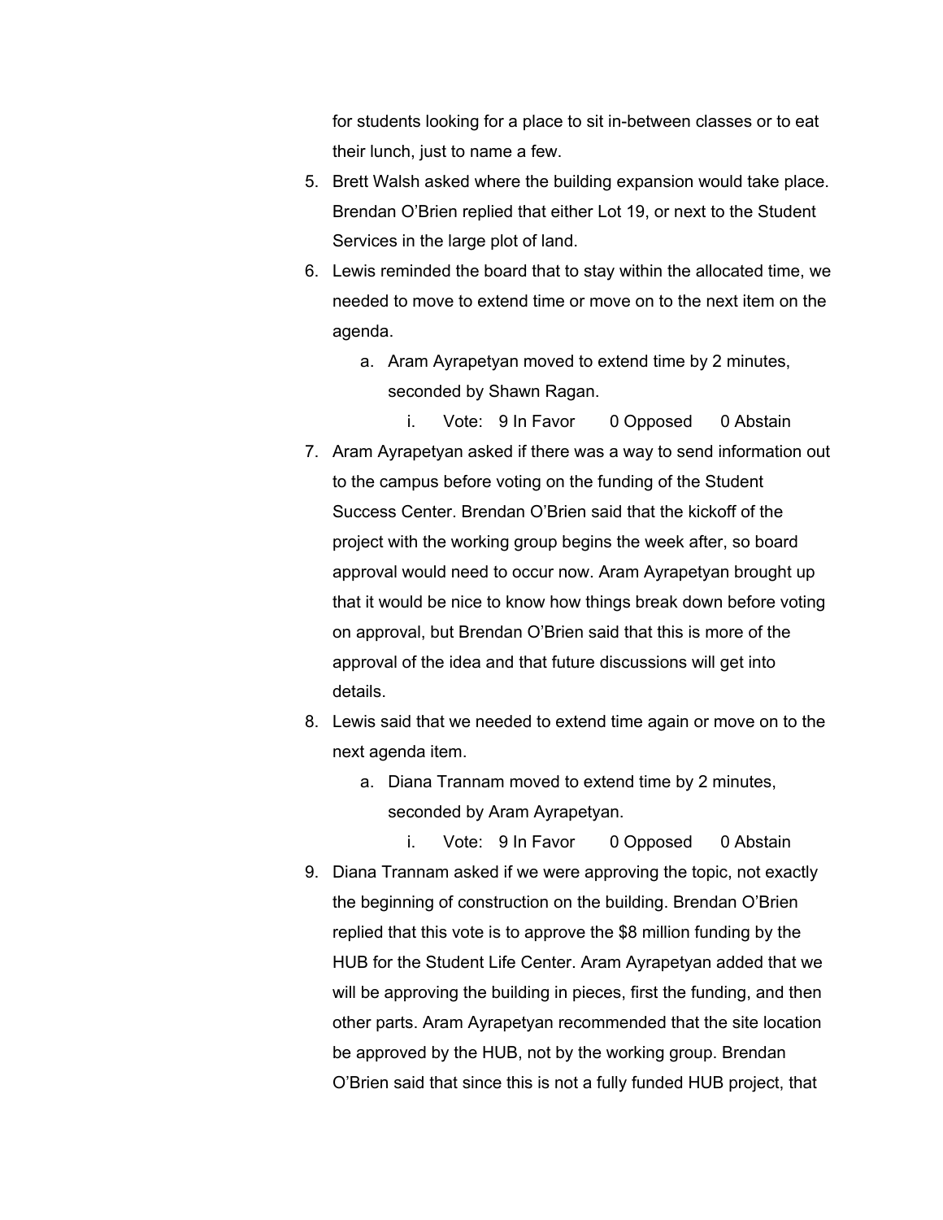for students looking for a place to sit in-between classes or to eat their lunch, just to name a few.

5. Brett Walsh asked where the building expansion would take place. Brendan O'Brien replied that either Lot 19, or next to the Student Services in the large plot of land.
6. Lewis reminded the board that to stay within the allocated time, we needed to move to extend time or move on to the next item on the agenda.
    a. Aram Ayrapetyan moved to extend time by 2 minutes, seconded by Shawn Ragan.
        i. Vote: 9 In Favor 0 Opposed 0 Abstain
7. Aram Ayrapetyan asked if there was a way to send information out to the campus before voting on the funding of the Student Success Center. Brendan O'Brien said that the kickoff of the project with the working group begins the week after, so board approval would need to occur now. Aram Ayrapetyan brought up that it would be nice to know how things break down before voting on approval, but Brendan O'Brien said that this is more of the approval of the idea and that future discussions will get into details.
8. Lewis said that we needed to extend time again or move on to the next agenda item.
    a. Diana Trannam moved to extend time by 2 minutes, seconded by Aram Ayrapetyan.
        i. Vote: 9 In Favor 0 Opposed 0 Abstain
9. Diana Trannam asked if we were approving the topic, not exactly the beginning of construction on the building. Brendan O'Brien replied that this vote is to approve the $8 million funding by the HUB for the Student Life Center. Aram Ayrapetyan added that we will be approving the building in pieces, first the funding, and then other parts. Aram Ayrapetyan recommended that the site location be approved by the HUB, not by the working group. Brendan O'Brien said that since this is not a fully funded HUB project, that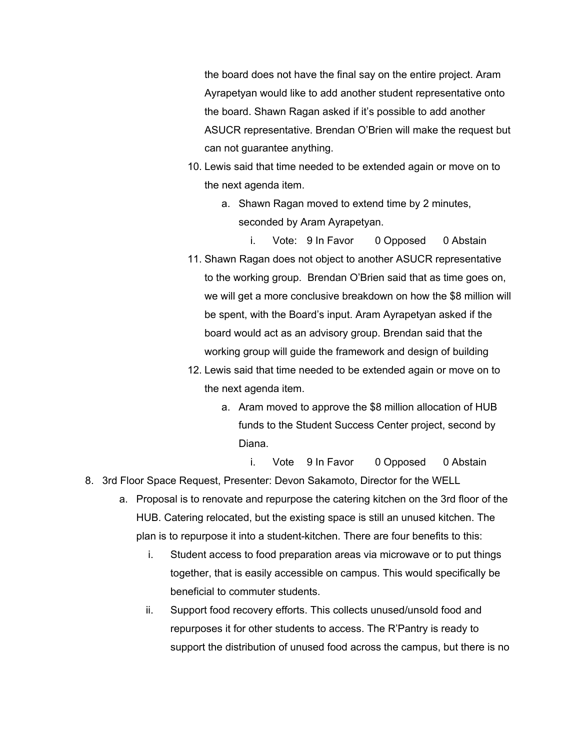the board does not have the final say on the entire project. Aram Ayrapetyan would like to add another student representative onto the board. Shawn Ragan asked if it's possible to add another ASUCR representative. Brendan O'Brien will make the request but can not guarantee anything.

10. Lewis said that time needed to be extended again or move on to the next agenda item.
    a. Shawn Ragan moved to extend time by 2 minutes, seconded by Aram Ayrapetyan.
        i. Vote: 9 In Favor 0 Opposed 0 Abstain
11. Shawn Ragan does not object to another ASUCR representative to the working group. Brendan O'Brien said that as time goes on, we will get a more conclusive breakdown on how the $8 million will be spent, with the Board's input. Aram Ayrapetyan asked if the board would act as an advisory group. Brendan said that the working group will guide the framework and design of building
12. Lewis said that time needed to be extended again or move on to the next agenda item.
    a. Aram moved to approve the $8 million allocation of HUB funds to the Student Success Center project, second by Diana.
        i. Vote 9 In Favor 0 Opposed 0 Abstain

8. 3rd Floor Space Request, Presenter: Devon Sakamoto, Director for the WELL
    a. Proposal is to renovate and repurpose the catering kitchen on the 3rd floor of the HUB. Catering relocated, but the existing space is still an unused kitchen. The plan is to repurpose it into a student-kitchen. There are four benefits to this:
        i. Student access to food preparation areas via microwave or to put things together, that is easily accessible on campus. This would specifically be beneficial to commuter students.
        ii. Support food recovery efforts. This collects unused/unsold food and repurposes it for other students to access. The R'Pantry is ready to support the distribution of unused food across the campus, but there is no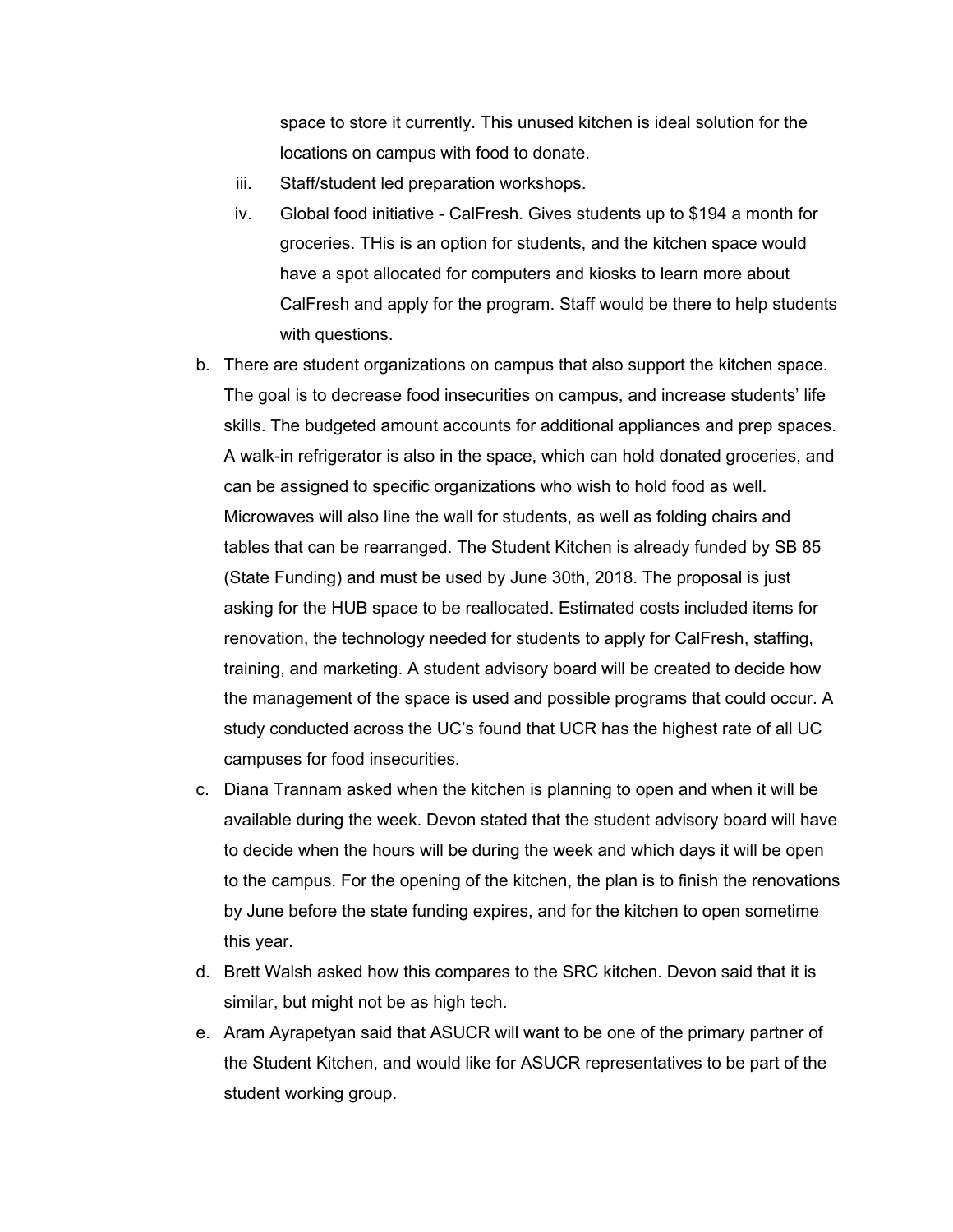space to store it currently. This unused kitchen is ideal solution for the locations on campus with food to donate.

   iii. Staff/student led preparation workshops.

   iv. Global food initiative - CalFresh. Gives students up to $194 a month for groceries. THis is an option for students, and the kitchen space would have a spot allocated for computers and kiosks to learn more about CalFresh and apply for the program. Staff would be there to help students with questions.

b. There are student organizations on campus that also support the kitchen space. The goal is to decrease food insecurities on campus, and increase students' life skills. The budgeted amount accounts for additional appliances and prep spaces. A walk-in refrigerator is also in the space, which can hold donated groceries, and can be assigned to specific organizations who wish to hold food as well. Microwaves will also line the wall for students, as well as folding chairs and tables that can be rearranged. The Student Kitchen is already funded by SB 85 (State Funding) and must be used by June 30th, 2018. The proposal is just asking for the HUB space to be reallocated. Estimated costs included items for renovation, the technology needed for students to apply for CalFresh, staffing, training, and marketing. A student advisory board will be created to decide how the management of the space is used and possible programs that could occur. A study conducted across the UC's found that UCR has the highest rate of all UC campuses for food insecurities.

c. Diana Trannam asked when the kitchen is planning to open and when it will be available during the week. Devon stated that the student advisory board will have to decide when the hours will be during the week and which days it will be open to the campus. For the opening of the kitchen, the plan is to finish the renovations by June before the state funding expires, and for the kitchen to open sometime this year.

d. Brett Walsh asked how this compares to the SRC kitchen. Devon said that it is similar, but might not be as high tech.

e. Aram Ayrapetyan said that ASUCR will want to be one of the primary partner of the Student Kitchen, and would like for ASUCR representatives to be part of the student working group.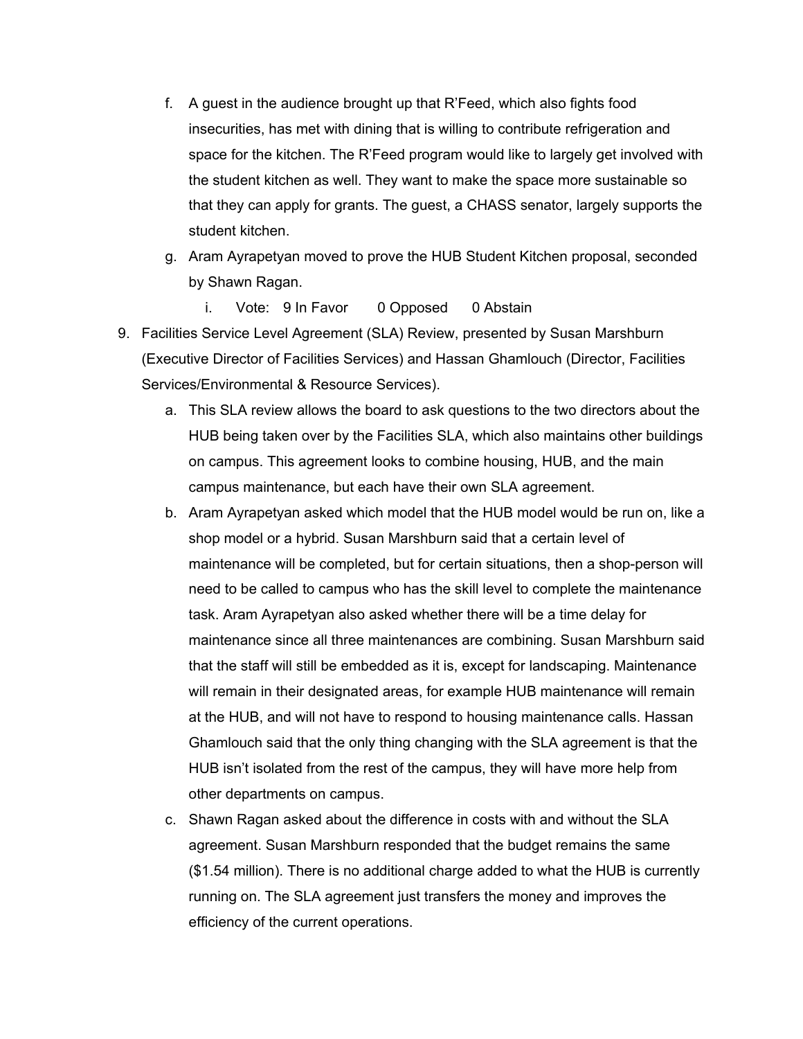f. A guest in the audience brought up that R'Feed, which also fights food insecurities, has met with dining that is willing to contribute refrigeration and space for the kitchen. The R'Feed program would like to largely get involved with the student kitchen as well. They want to make the space more sustainable so that they can apply for grants. The guest, a CHASS senator, largely supports the student kitchen.
   g. Aram Ayrapetyan moved to prove the HUB Student Kitchen proposal, seconded by Shawn Ragan.
      i. Vote: 9 In Favor 0 Opposed 0 Abstain
9. Facilities Service Level Agreement (SLA) Review, presented by Susan Marshburn (Executive Director of Facilities Services) and Hassan Ghamlouch (Director, Facilities Services/Environmental & Resource Services).
   a. This SLA review allows the board to ask questions to the two directors about the HUB being taken over by the Facilities SLA, which also maintains other buildings on campus. This agreement looks to combine housing, HUB, and the main campus maintenance, but each have their own SLA agreement.
   b. Aram Ayrapetyan asked which model that the HUB model would be run on, like a shop model or a hybrid. Susan Marshburn said that a certain level of maintenance will be completed, but for certain situations, then a shop-person will need to be called to campus who has the skill level to complete the maintenance task. Aram Ayrapetyan also asked whether there will be a time delay for maintenance since all three maintenances are combining. Susan Marshburn said that the staff will still be embedded as it is, except for landscaping. Maintenance will remain in their designated areas, for example HUB maintenance will remain at the HUB, and will not have to respond to housing maintenance calls. Hassan Ghamlouch said that the only thing changing with the SLA agreement is that the HUB isn't isolated from the rest of the campus, they will have more help from other departments on campus.
   c. Shawn Ragan asked about the difference in costs with and without the SLA agreement. Susan Marshburn responded that the budget remains the same ($1.54 million). There is no additional charge added to what the HUB is currently running on. The SLA agreement just transfers the money and improves the efficiency of the current operations.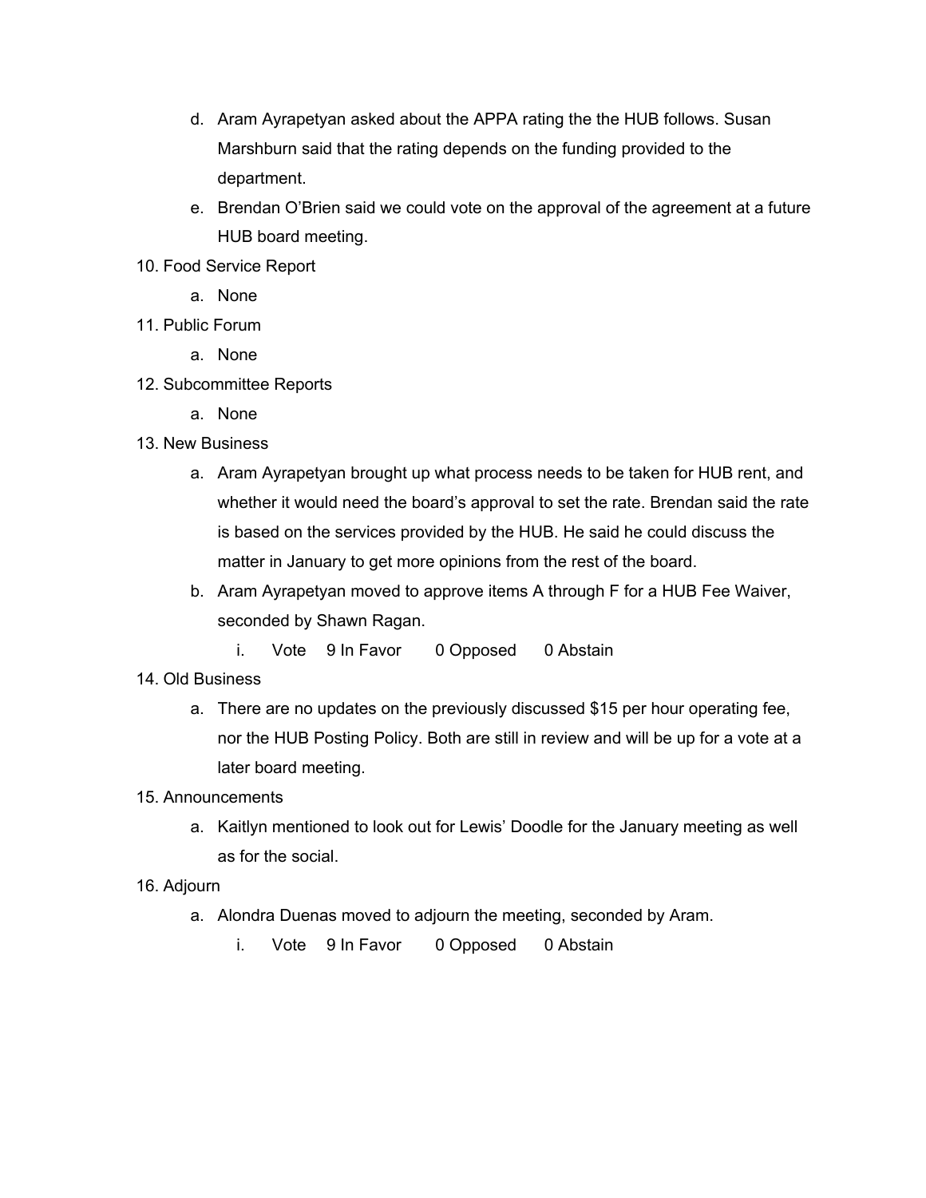d. Aram Ayrapetyan asked about the APPA rating the the HUB follows. Susan Marshburn said that the rating depends on the funding provided to the department.
   e. Brendan O'Brien said we could vote on the approval of the agreement at a future HUB board meeting.

10. Food Service Report
    a. None
11. Public Forum
    a. None
12. Subcommittee Reports
    a. None
13. New Business
    a. Aram Ayrapetyan brought up what process needs to be taken for HUB rent, and whether it would need the board's approval to set the rate. Brendan said the rate is based on the services provided by the HUB. He said he could discuss the matter in January to get more opinions from the rest of the board.
    b. Aram Ayrapetyan moved to approve items A through F for a HUB Fee Waiver, seconded by Shawn Ragan.
       i. Vote 9 In Favor 0 Opposed 0 Abstain
14. Old Business
    a. There are no updates on the previously discussed $15 per hour operating fee, nor the HUB Posting Policy. Both are still in review and will be up for a vote at a later board meeting.
15. Announcements
    a. Kaitlyn mentioned to look out for Lewis' Doodle for the January meeting as well as for the social.
16. Adjourn
    a. Alondra Duenas moved to adjourn the meeting, seconded by Aram.
       i. Vote 9 In Favor 0 Opposed 0 Abstain